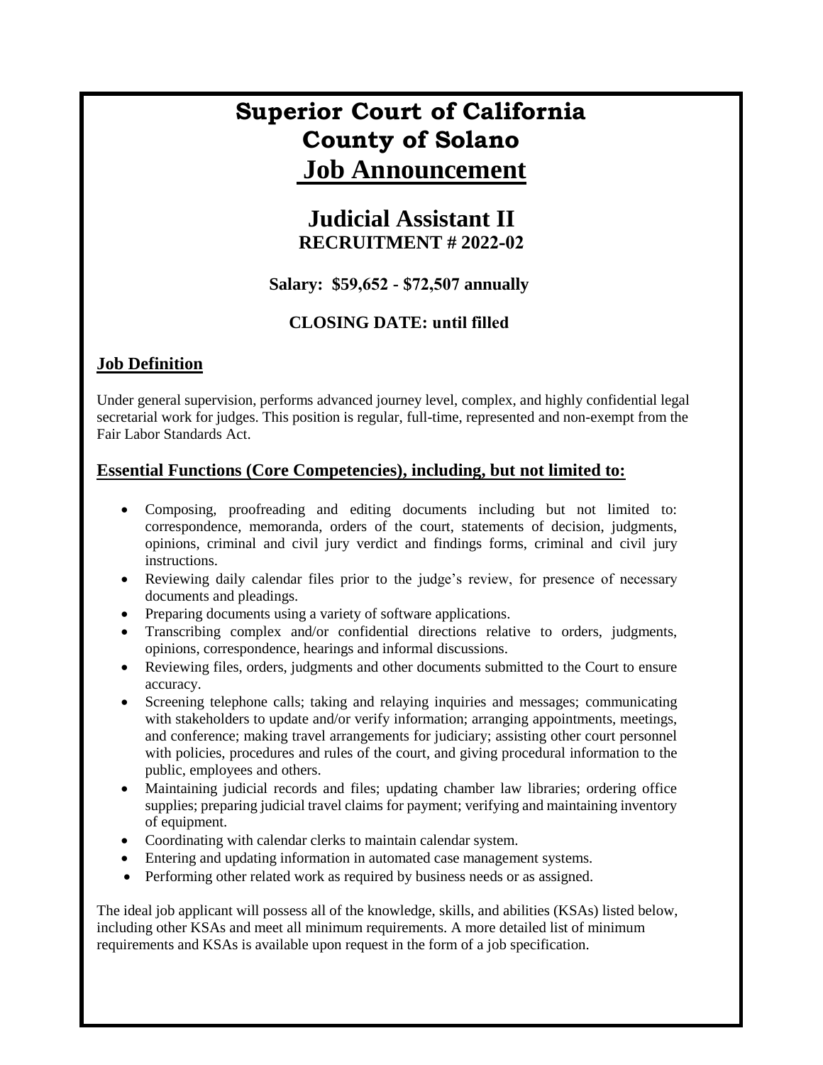# Superior Court of California
# County of Solano
# Job Announcement

## Judicial Assistant II
### RECRUITMENT # 2022-02

**Salary: $59,652 - $72,507 annually**

**CLOSING DATE: until filled**

## Job Definition

Under general supervision, performs advanced journey level, complex, and highly confidential legal secretarial work for judges. This position is regular, full-time, represented and non-exempt from the Fair Labor Standards Act.

## Essential Functions (Core Competencies), including, but not limited to:

- Composing, proofreading and editing documents including but not limited to: correspondence, memoranda, orders of the court, statements of decision, judgments, opinions, criminal and civil jury verdict and findings forms, criminal and civil jury instructions.
- Reviewing daily calendar files prior to the judge's review, for presence of necessary documents and pleadings.
- Preparing documents using a variety of software applications.
- Transcribing complex and/or confidential directions relative to orders, judgments, opinions, correspondence, hearings and informal discussions.
- Reviewing files, orders, judgments and other documents submitted to the Court to ensure accuracy.
- Screening telephone calls; taking and relaying inquiries and messages; communicating with stakeholders to update and/or verify information; arranging appointments, meetings, and conference; making travel arrangements for judiciary; assisting other court personnel with policies, procedures and rules of the court, and giving procedural information to the public, employees and others.
- Maintaining judicial records and files; updating chamber law libraries; ordering office supplies; preparing judicial travel claims for payment; verifying and maintaining inventory of equipment.
- Coordinating with calendar clerks to maintain calendar system.
- Entering and updating information in automated case management systems.
- Performing other related work as required by business needs or as assigned.

The ideal job applicant will possess all of the knowledge, skills, and abilities (KSAs) listed below, including other KSAs and meet all minimum requirements. A more detailed list of minimum requirements and KSAs is available upon request in the form of a job specification.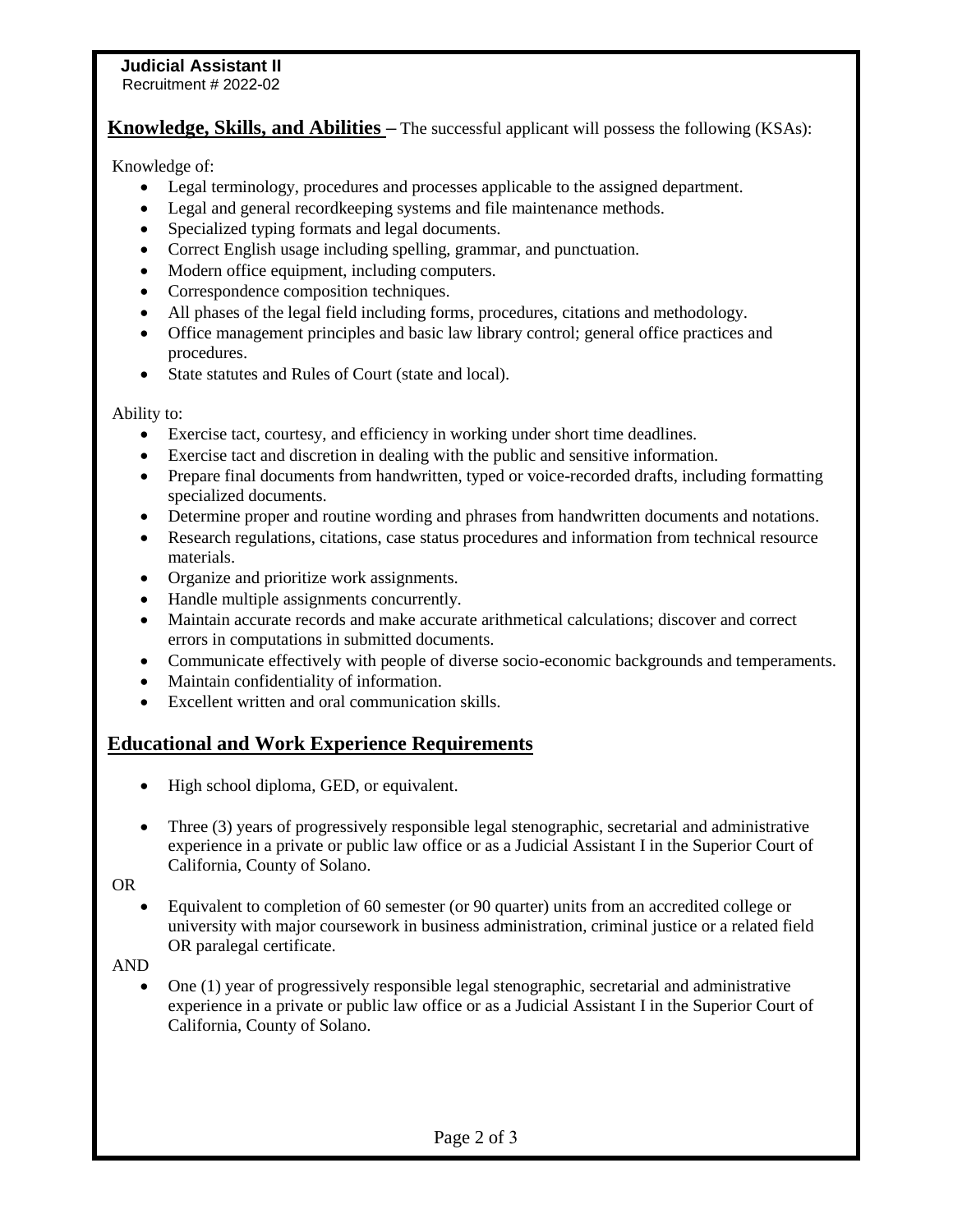**Judicial Assistant II**
Recruitment # 2022-02

## Knowledge, Skills, and Abilities – The successful applicant will possess the following (KSAs):

Knowledge of:

- Legal terminology, procedures and processes applicable to the assigned department.
- Legal and general recordkeeping systems and file maintenance methods.
- Specialized typing formats and legal documents.
- Correct English usage including spelling, grammar, and punctuation.
- Modern office equipment, including computers.
- Correspondence composition techniques.
- All phases of the legal field including forms, procedures, citations and methodology.
- Office management principles and basic law library control; general office practices and procedures.
- State statutes and Rules of Court (state and local).

Ability to:

- Exercise tact, courtesy, and efficiency in working under short time deadlines.
- Exercise tact and discretion in dealing with the public and sensitive information.
- Prepare final documents from handwritten, typed or voice-recorded drafts, including formatting specialized documents.
- Determine proper and routine wording and phrases from handwritten documents and notations.
- Research regulations, citations, case status procedures and information from technical resource materials.
- Organize and prioritize work assignments.
- Handle multiple assignments concurrently.
- Maintain accurate records and make accurate arithmetical calculations; discover and correct errors in computations in submitted documents.
- Communicate effectively with people of diverse socio-economic backgrounds and temperaments.
- Maintain confidentiality of information.
- Excellent written and oral communication skills.

## Educational and Work Experience Requirements

- High school diploma, GED, or equivalent.

- Three (3) years of progressively responsible legal stenographic, secretarial and administrative experience in a private or public law office or as a Judicial Assistant I in the Superior Court of California, County of Solano.

OR

- Equivalent to completion of 60 semester (or 90 quarter) units from an accredited college or university with major coursework in business administration, criminal justice or a related field OR paralegal certificate.

AND

- One (1) year of progressively responsible legal stenographic, secretarial and administrative experience in a private or public law office or as a Judicial Assistant I in the Superior Court of California, County of Solano.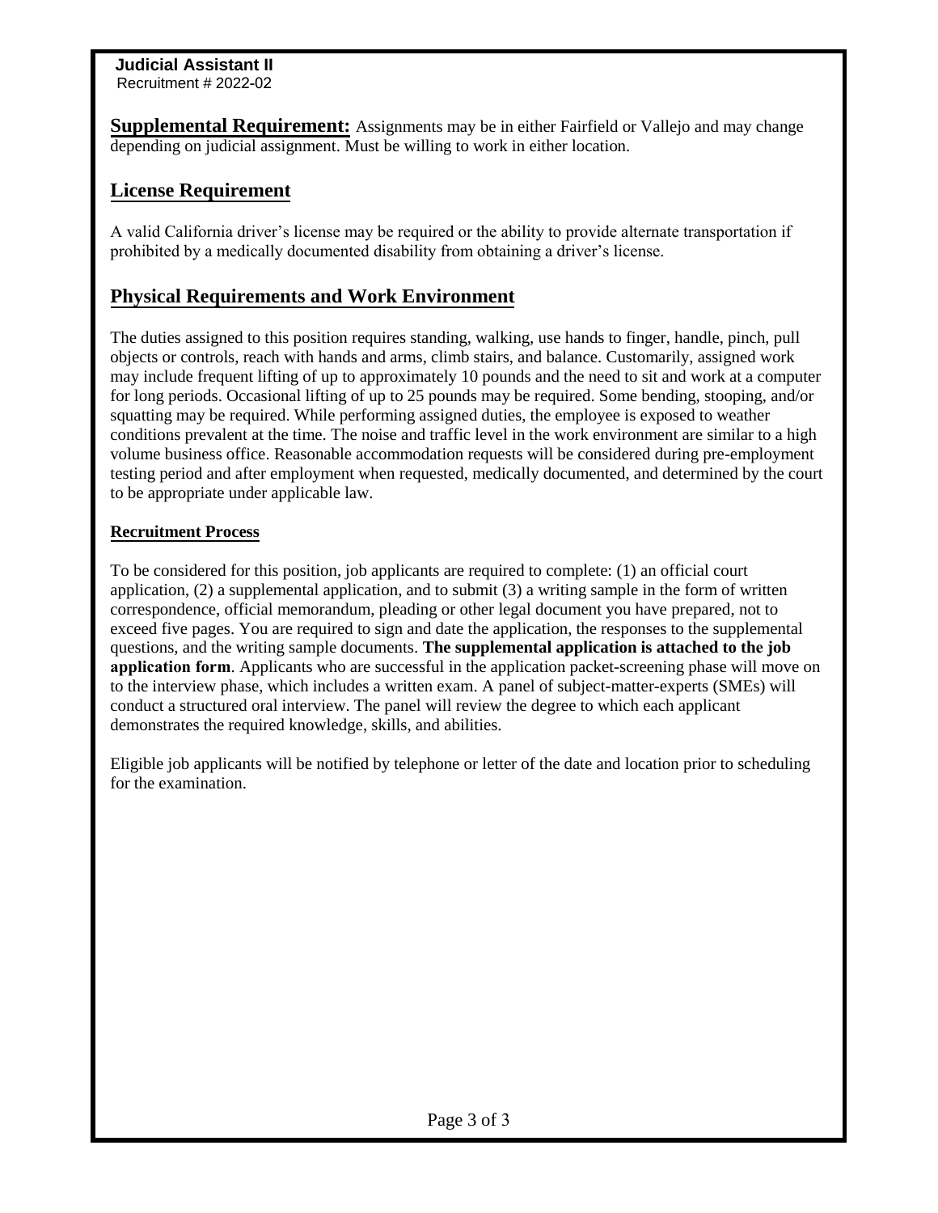**Supplemental Requirement:** Assignments may be in either Fairfield or Vallejo and may change depending on judicial assignment. Must be willing to work in either location.

## License Requirement

A valid California driver's license may be required or the ability to provide alternate transportation if prohibited by a medically documented disability from obtaining a driver's license.

## Physical Requirements and Work Environment

The duties assigned to this position requires standing, walking, use hands to finger, handle, pinch, pull objects or controls, reach with hands and arms, climb stairs, and balance. Customarily, assigned work may include frequent lifting of up to approximately 10 pounds and the need to sit and work at a computer for long periods. Occasional lifting of up to 25 pounds may be required. Some bending, stooping, and/or squatting may be required. While performing assigned duties, the employee is exposed to weather conditions prevalent at the time. The noise and traffic level in the work environment are similar to a high volume business office. Reasonable accommodation requests will be considered during pre-employment testing period and after employment when requested, medically documented, and determined by the court to be appropriate under applicable law.

### Recruitment Process

To be considered for this position, job applicants are required to complete: (1) an official court application, (2) a supplemental application, and to submit (3) a writing sample in the form of written correspondence, official memorandum, pleading or other legal document you have prepared, not to exceed five pages. You are required to sign and date the application, the responses to the supplemental questions, and the writing sample documents. **The supplemental application is attached to the job application form**. Applicants who are successful in the application packet-screening phase will move on to the interview phase, which includes a written exam. A panel of subject-matter-experts (SMEs) will conduct a structured oral interview. The panel will review the degree to which each applicant demonstrates the required knowledge, skills, and abilities.

Eligible job applicants will be notified by telephone or letter of the date and location prior to scheduling for the examination.